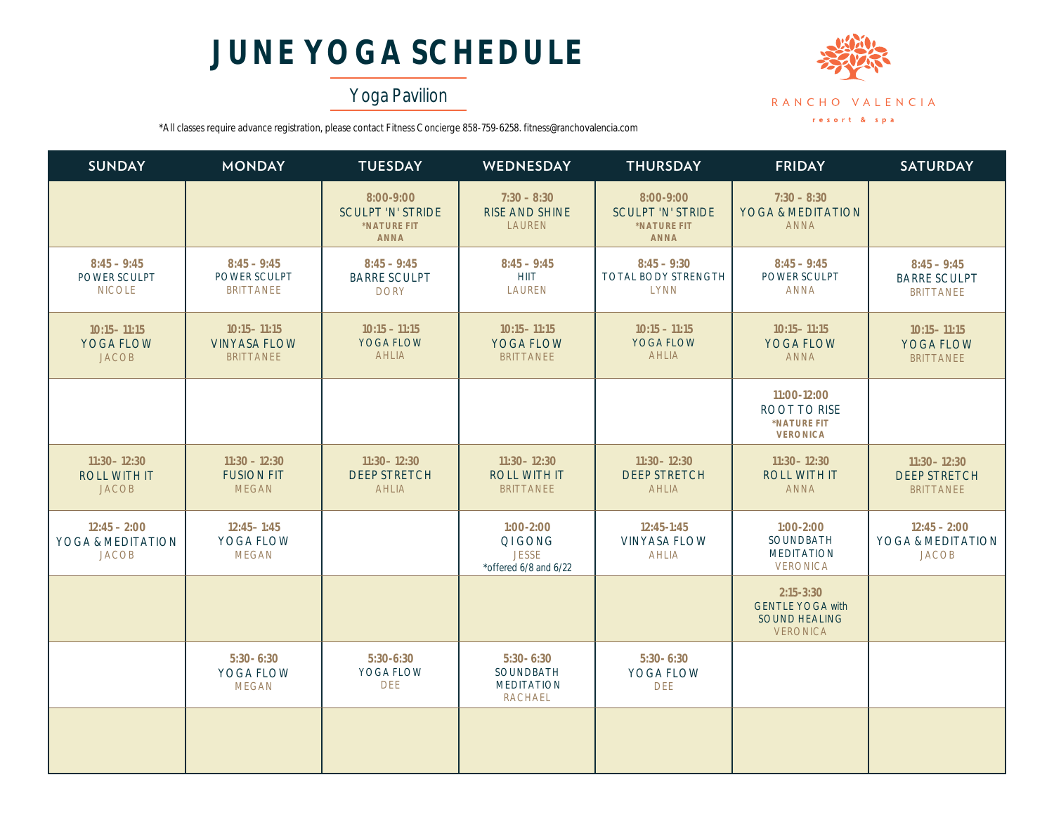# JUNE YOGA SCHEDULE

## Yoga Pavilion

RANCHO VALENCIA
resort & spa

*All classes require advance registration, please contact Fitness Concierge 858-759-6258. fitness@ranchovalencia.com

| SUNDAY | MONDAY | TUESDAY | WEDNESDAY | THURSDAY | FRIDAY | SATURDAY |
|---|---|---|---|---|---|---|
| | | 8:00-9:00<br>SCULPT 'N' STRIDE<br>*NATURE FIT<br>ANNA | 7:30 – 8:30<br>RISE AND SHINE<br>LAUREN | 8:00-9:00<br>SCULPT 'N' STRIDE<br>*NATURE FIT<br>ANNA | 7:30 – 8:30<br>YOGA & MEDITATION<br>ANNA | |
| 8:45 – 9:45<br>POWER SCULPT<br>NICOLE | 8:45 – 9:45<br>POWER SCULPT<br>BRITTANEE | 8:45 – 9:45<br>BARRE SCULPT<br>DORY | 8:45 – 9:45<br>HIIT<br>LAUREN | 8:45 – 9:30<br>TOTAL BODY STRENGTH<br>LYNN | 8:45 – 9:45<br>POWER SCULPT<br>ANNA | 8:45 – 9:45<br>BARRE SCULPT<br>BRITTANEE |
| 10:15– 11:15<br>YOGA FLOW<br>JACOB | 10:15– 11:15<br>VINYASA FLOW<br>BRITTANEE | 10:15 – 11:15<br>YOGA FLOW<br>AHLIA | 10:15– 11:15<br>YOGA FLOW<br>BRITTANEE | 10:15 – 11:15<br>YOGA FLOW<br>AHLIA | 10:15– 11:15<br>YOGA FLOW<br>ANNA | 10:15– 11:15<br>YOGA FLOW<br>BRITTANEE |
| | | | | | 11:00-12:00<br>ROOT TO RISE<br>*NATURE FIT<br>VERONICA | |
| 11:30– 12:30<br>ROLL WITH IT<br>JACOB | 11:30 – 12:30<br>FUSION FIT<br>MEGAN | 11:30– 12:30<br>DEEP STRETCH<br>AHLIA | 11:30– 12:30<br>ROLL WITH IT<br>BRITTANEE | 11:30– 12:30<br>DEEP STRETCH<br>AHLIA | 11:30– 12:30<br>ROLL WITH IT<br>ANNA | 11:30– 12:30<br>DEEP STRETCH<br>BRITTANEE |
| 12:45 – 2:00<br>YOGA & MEDITATION<br>JACOB | 12:45– 1:45<br>YOGA FLOW<br>MEGAN | | 1:00-2:00<br>QIGONG<br>JESSE<br>*offered 6/8 and 6/22 | 12:45-1:45<br>VINYASA FLOW<br>AHLIA | 1:00-2:00<br>SOUNDBATH MEDITATION<br>VERONICA | 12:45 – 2:00<br>YOGA & MEDITATION<br>JACOB |
| | | | | | 2:15-3:30<br>GENTLE YOGA with SOUND HEALING<br>VERONICA | |
| | 5:30- 6:30<br>YOGA FLOW<br>MEGAN | 5:30-6:30<br>YOGA FLOW<br>DEE | 5:30- 6:30<br>SOUNDBATH MEDITATION<br>RACHAEL | 5:30- 6:30<br>YOGA FLOW<br>DEE | | |
| | | | | | | |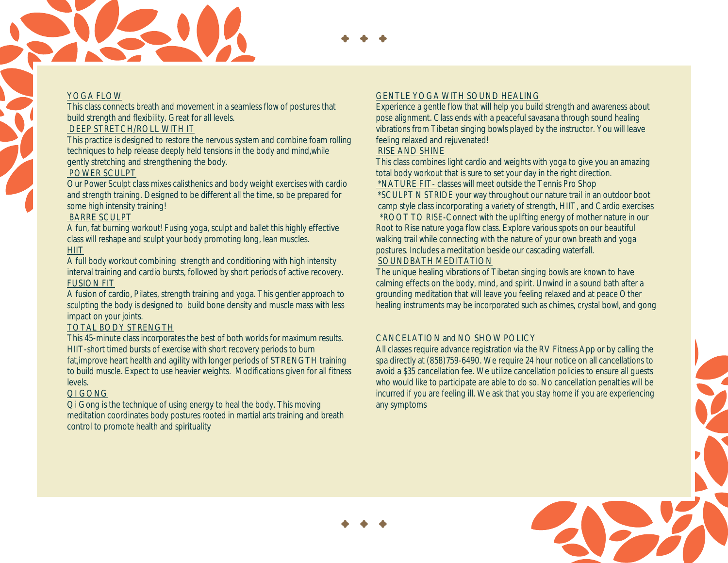### YOGA FLOW

This class connects breath and movement in a seamless flow of postures that build strength and flexibility. Great for all levels.

### DEEP STRETCH/ROLL WITH IT

This practice is designed to restore the nervous system and combine foam rolling techniques to help release deeply held tensions in the body and mind,while gently stretching and strengthening the body.

### POWER SCULPT

Our Power Sculpt class mixes calisthenics and body weight exercises with cardio and strength training. Designed to be different all the time, so be prepared for some high intensity training!

### BARRE SCULPT

A fun, fat burning workout! Fusing yoga, sculpt and ballet this highly effective class will reshape and sculpt your body promoting long, lean muscles.

### HIIT

A full body workout combining strength and conditioning with high intensity interval training and cardio bursts, followed by short periods of active recovery.

### FUSION FIT

A fusion of cardio, Pilates, strength training and yoga. This gentler approach to sculpting the body is designed to build bone density and muscle mass with less impact on your joints.

### TOTAL BODY STRENGTH

This 45-minute class incorporates the best of both worlds for maximum results. HIIT-short timed bursts of exercise with short recovery periods to burn fat,improve heart health and agility with longer periods of STRENGTH training to build muscle. Expect to use heavier weights. Modifications given for all fitness levels.

### QIGONG

Qi Gong is the technique of using energy to heal the body. This moving meditation coordinates body postures rooted in martial arts training and breath control to promote health and spirituality

### GENTLE YOGA WITH SOUND HEALING

Experience a gentle flow that will help you build strength and awareness about pose alignment. Class ends with a peaceful savasana through sound healing vibrations from Tibetan singing bowls played by the instructor. You will leave feeling relaxed and rejuvenated!

### RISE AND SHINE

This class combines light cardio and weights with yoga to give you an amazing total body workout that is sure to set your day in the right direction.

*NATURE FIT- classes will meet outside the Tennis Pro Shop

*SCULPT N STRIDE your way throughout our nature trail in an outdoor boot camp style class incorporating a variety of strength, HIIT, and Cardio exercises

*ROOT TO RISE-Connect with the uplifting energy of mother nature in our Root to Rise nature yoga flow class. Explore various spots on our beautiful walking trail while connecting with the nature of your own breath and yoga postures. Includes a meditation beside our cascading waterfall.

### SOUNDBATH MEDITATION

The unique healing vibrations of Tibetan singing bowls are known to have calming effects on the body, mind, and spirit. Unwind in a sound bath after a grounding meditation that will leave you feeling relaxed and at peace Other healing instruments may be incorporated such as chimes, crystal bowl, and gong

### CANCELATION and NO SHOW POLICY

All classes require advance registration via the RV Fitness App or by calling the spa directly at (858)759-6490. We require 24 hour notice on all cancellations to avoid a $35 cancellation fee. We utilize cancellation policies to ensure all guests who would like to participate are able to do so. No cancellation penalties will be incurred if you are feeling ill. We ask that you stay home if you are experiencing any symptoms